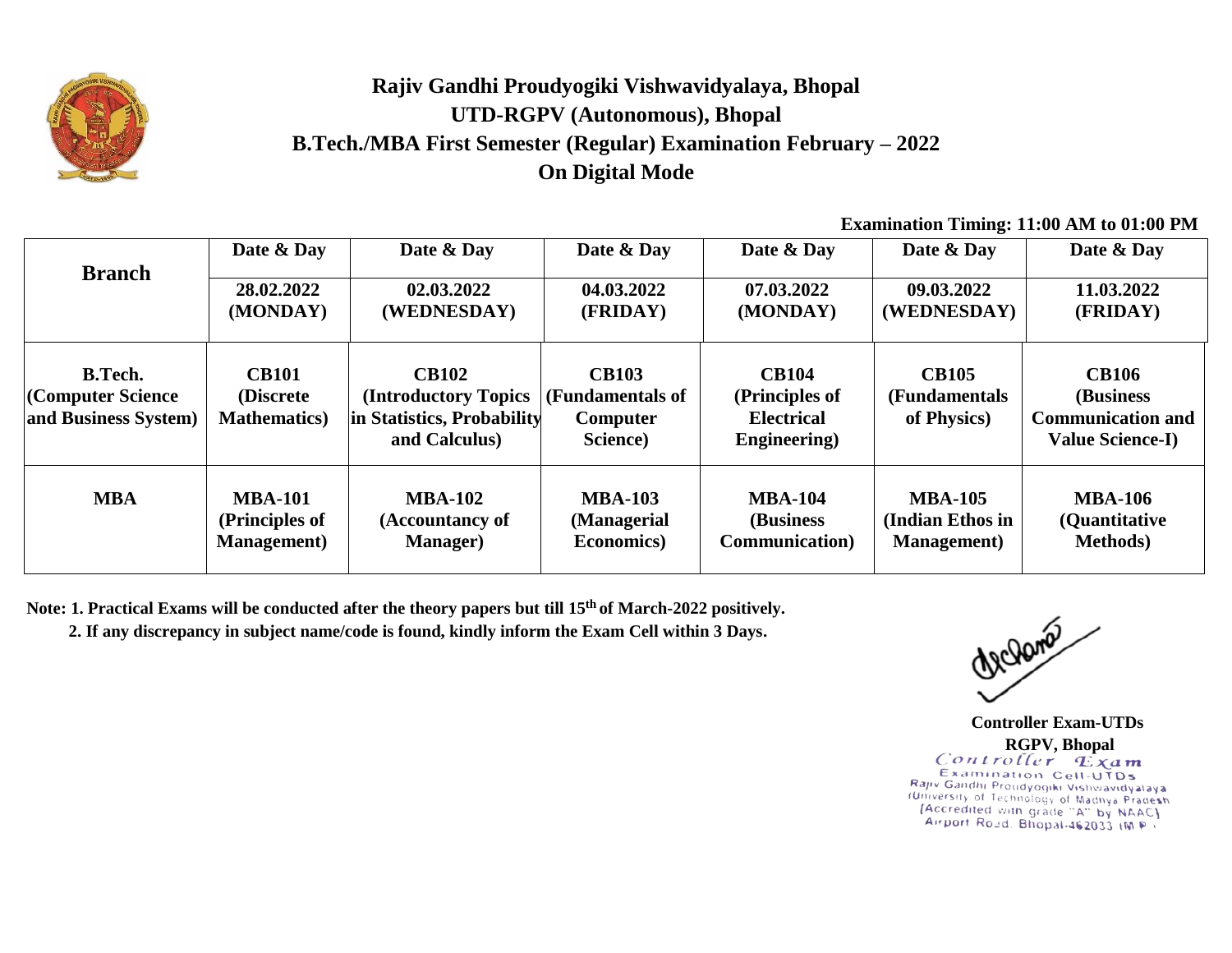# Rajiv Gandhi Proudyogiki Vishwavidyalaya, Bhopal

## UTD-RGPV (Autonomous), Bhopal

## B.Tech./MBA First Semester (Regular) Examination February – 2022

## On Digital Mode

**Examination Timing: 11:00 AM to 01:00 PM**

| Branch | Date & Day | Date & Day | Date & Day | Date & Day | Date & Day | Date & Day |
|---|---|---|---|---|---|---|
| | 28.02.2022 (MONDAY) | 02.03.2022 (WEDNESDAY) | 04.03.2022 (FRIDAY) | 07.03.2022 (MONDAY) | 09.03.2022 (WEDNESDAY) | 11.03.2022 (FRIDAY) |
| **B.Tech. (Computer Science and Business System)** | **CB101 (Discrete Mathematics)** | **CB102 (Introductory Topics in Statistics, Probability and Calculus)** | **CB103 (Fundamentals of Computer Science)** | **CB104 (Principles of Electrical Engineering)** | **CB105 (Fundamentals of Physics)** | **CB106 (Business Communication and Value Science-I)** |
| **MBA** | **MBA-101 (Principles of Management)** | **MBA-102 (Accountancy of Manager)** | **MBA-103 (Managerial Economics)** | **MBA-104 (Business Communication)** | **MBA-105 (Indian Ethos in Management)** | **MBA-106 (Quantitative Methods)** |

**Note: 1. Practical Exams will be conducted after the theory papers but till 15th of March-2022 positively.**

**2. If any discrepancy in subject name/code is found, kindly inform the Exam Cell within 3 Days.**

**Controller Exam-UTDs**
**RGPV, Bhopal**

Controller Exam
Examination Cell-UTDs
Rajiv Gandhi Proudyogiki Vishwavidyalaya
(University of Technology of Madhya Pradesh
[Accredited with grade "A" by NAAC]
Airport Road, Bhopal-462033 (M.P.)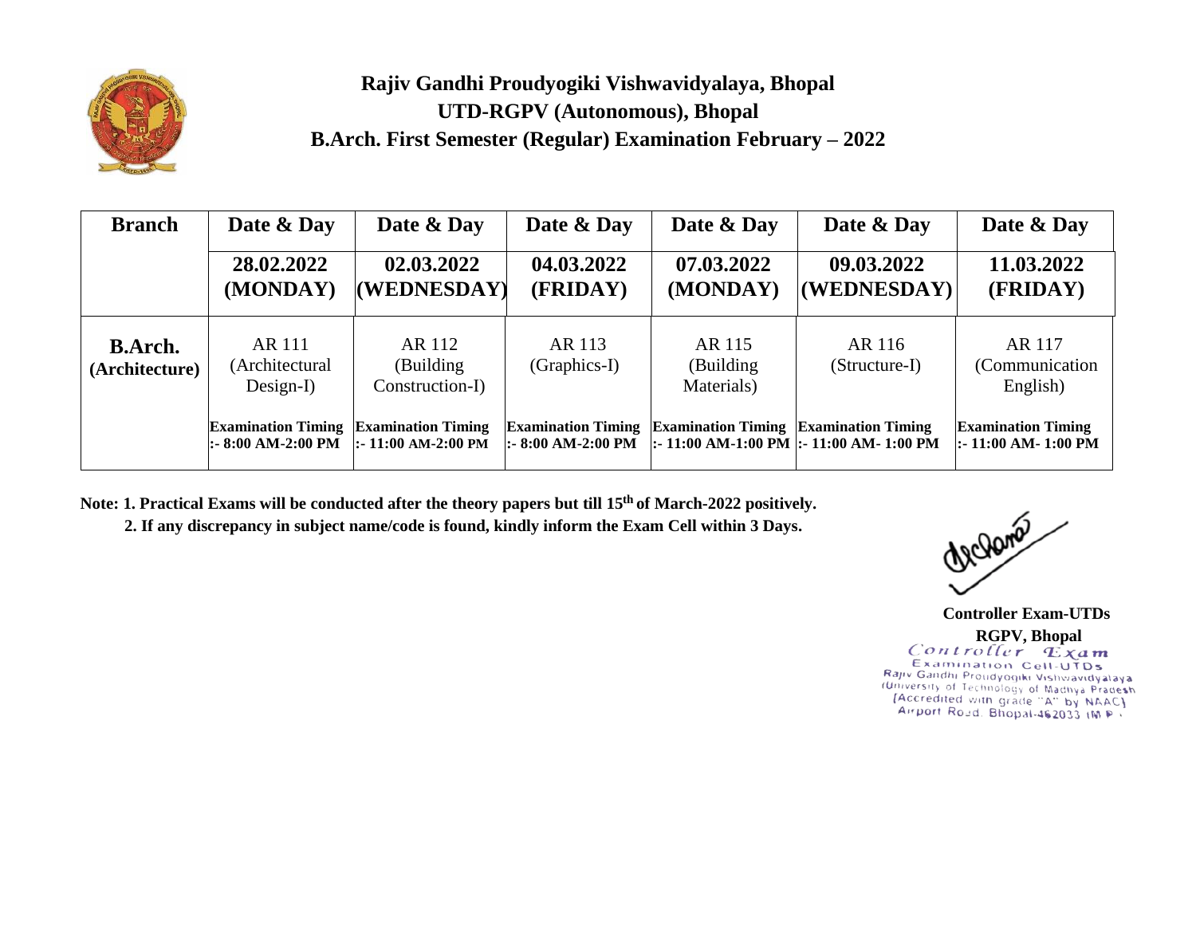# Rajiv Gandhi Proudyogiki Vishwavidyalaya, Bhopal

## UTD-RGPV (Autonomous), Bhopal

## B.Arch. First Semester (Regular) Examination February – 2022

| Branch | Date & Day | Date & Day | Date & Day | Date & Day | Date & Day | Date & Day |
|---|---|---|---|---|---|---|
| | **28.02.2022 (MONDAY)** | **02.03.2022 (WEDNESDAY)** | **04.03.2022 (FRIDAY)** | **07.03.2022 (MONDAY)** | **09.03.2022 (WEDNESDAY)** | **11.03.2022 (FRIDAY)** |
| **B.Arch. (Architecture)** | AR 111 (Architectural Design-I) | AR 112 (Building Construction-I) | AR 113 (Graphics-I) | AR 115 (Building Materials) | AR 116 (Structure-I) | AR 117 (Communication English) |
| | **Examination Timing :- 8:00 AM-2:00 PM** | **Examination Timing :- 11:00 AM-2:00 PM** | **Examination Timing :- 8:00 AM-2:00 PM** | **Examination Timing :- 11:00 AM-1:00 PM** | **Examination Timing :- 11:00 AM- 1:00 PM** | **Examination Timing :- 11:00 AM- 1:00 PM** |

**Note: 1. Practical Exams will be conducted after the theory papers but till 15th of March-2022 positively.**

**2. If any discrepancy in subject name/code is found, kindly inform the Exam Cell within 3 Days.**

**Controller Exam-UTDs**
**RGPV, Bhopal**

Controller Exam
Examination Cell-UTDs
Rajiv Gandhi Proudyogiki Vishwavidyalaya
(University of Technology of Madhya Pradesh
[Accredited with grade "A" by NAAC]
Airport Road, Bhopal-462033 (M.P.)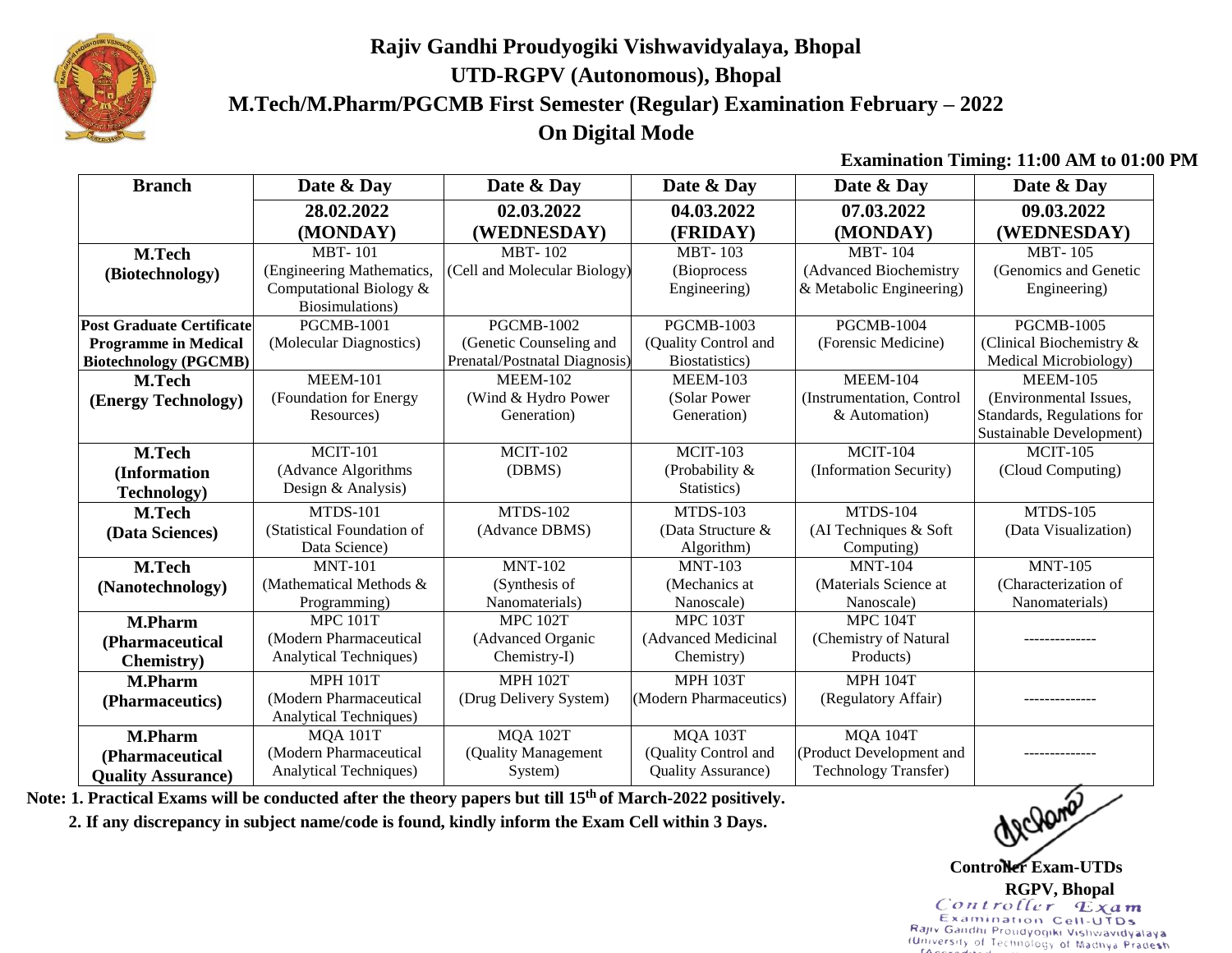# Rajiv Gandhi Proudyogiki Vishwavidyalaya, Bhopal

## UTD-RGPV (Autonomous), Bhopal

## M.Tech/M.Pharm/PGCMB First Semester (Regular) Examination February – 2022

## On Digital Mode

**Examination Timing: 11:00 AM to 01:00 PM**

| Branch | Date & Day 28.02.2022 (MONDAY) | Date & Day 02.03.2022 (WEDNESDAY) | Date & Day 04.03.2022 (FRIDAY) | Date & Day 07.03.2022 (MONDAY) | Date & Day 09.03.2022 (WEDNESDAY) |
|---|---|---|---|---|---|
| **M.Tech (Biotechnology)** | MBT- 101 (Engineering Mathematics, Computational Biology & Biosimulations) | MBT- 102 (Cell and Molecular Biology) | MBT- 103 (Bioprocess Engineering) | MBT- 104 (Advanced Biochemistry & Metabolic Engineering) | MBT- 105 (Genomics and Genetic Engineering) |
| **Post Graduate Certificate Programme in Medical Biotechnology (PGCMB)** | PGCMB-1001 (Molecular Diagnostics) | PGCMB-1002 (Genetic Counseling and Prenatal/Postnatal Diagnosis) | PGCMB-1003 (Quality Control and Biostatistics) | PGCMB-1004 (Forensic Medicine) | PGCMB-1005 (Clinical Biochemistry & Medical Microbiology) |
| **M.Tech (Energy Technology)** | MEEM-101 (Foundation for Energy Resources) | MEEM-102 (Wind & Hydro Power Generation) | MEEM-103 (Solar Power Generation) | MEEM-104 (Instrumentation, Control & Automation) | MEEM-105 (Environmental Issues, Standards, Regulations for Sustainable Development) |
| **M.Tech (Information Technology)** | MCIT-101 (Advance Algorithms Design & Analysis) | MCIT-102 (DBMS) | MCIT-103 (Probability & Statistics) | MCIT-104 (Information Security) | MCIT-105 (Cloud Computing) |
| **M.Tech (Data Sciences)** | MTDS-101 (Statistical Foundation of Data Science) | MTDS-102 (Advance DBMS) | MTDS-103 (Data Structure & Algorithm) | MTDS-104 (AI Techniques & Soft Computing) | MTDS-105 (Data Visualization) |
| **M.Tech (Nanotechnology)** | MNT-101 (Mathematical Methods & Programming) | MNT-102 (Synthesis of Nanomaterials) | MNT-103 (Mechanics at Nanoscale) | MNT-104 (Materials Science at Nanoscale) | MNT-105 (Characterization of Nanomaterials) |
| **M.Pharm (Pharmaceutical Chemistry)** | MPC 101T (Modern Pharmaceutical Analytical Techniques) | MPC 102T (Advanced Organic Chemistry-I) | MPC 103T (Advanced Medicinal Chemistry) | MPC 104T (Chemistry of Natural Products) | -------------- |
| **M.Pharm (Pharmaceutics)** | MPH 101T (Modern Pharmaceutical Analytical Techniques) | MPH 102T (Drug Delivery System) | MPH 103T (Modern Pharmaceutics) | MPH 104T (Regulatory Affair) | -------------- |
| **M.Pharm (Pharmaceutical Quality Assurance)** | MQA 101T (Modern Pharmaceutical Analytical Techniques) | MQA 102T (Quality Management System) | MQA 103T (Quality Control and Quality Assurance) | MQA 104T (Product Development and Technology Transfer) | -------------- |

**Note: 1. Practical Exams will be conducted after the theory papers but till 15th of March-2022 positively.**

**2. If any discrepancy in subject name/code is found, kindly inform the Exam Cell within 3 Days.**

**Controller Exam-UTDs**
**RGPV, Bhopal**

Controller Exam
Examination Cell-UTDs
Rajiv Gandhi Proudyogiki Vishwavidyalaya
(University of Technology of Madhya Pradesh